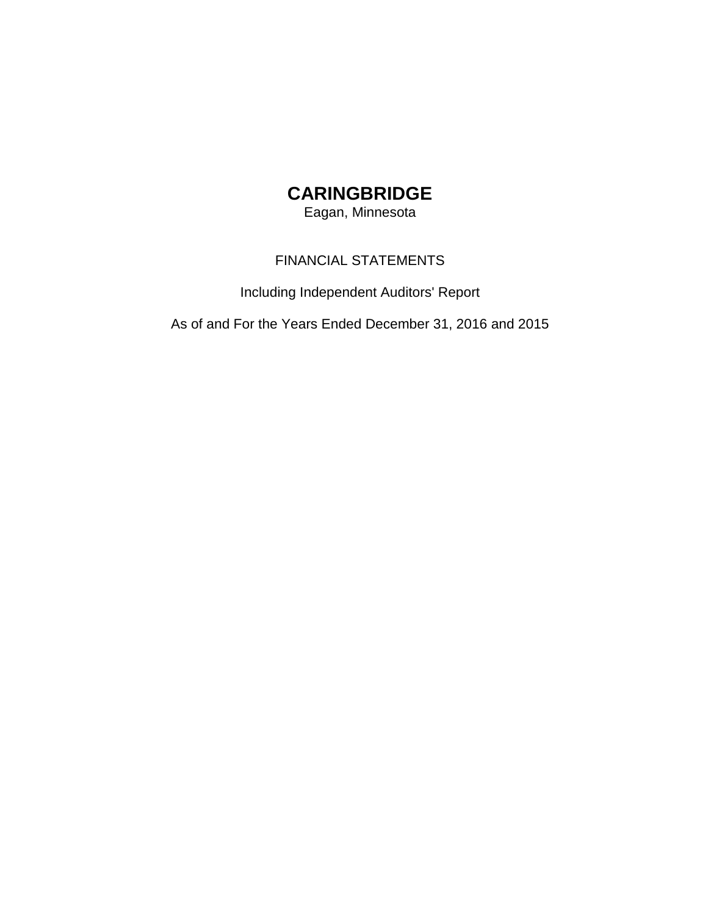# CARINGBRIDGE

Eagan, Minnesota

FINANCIAL STATEMENTS

Including Independent Auditors' Report

As of and For the Years Ended December 31, 2016 and 2015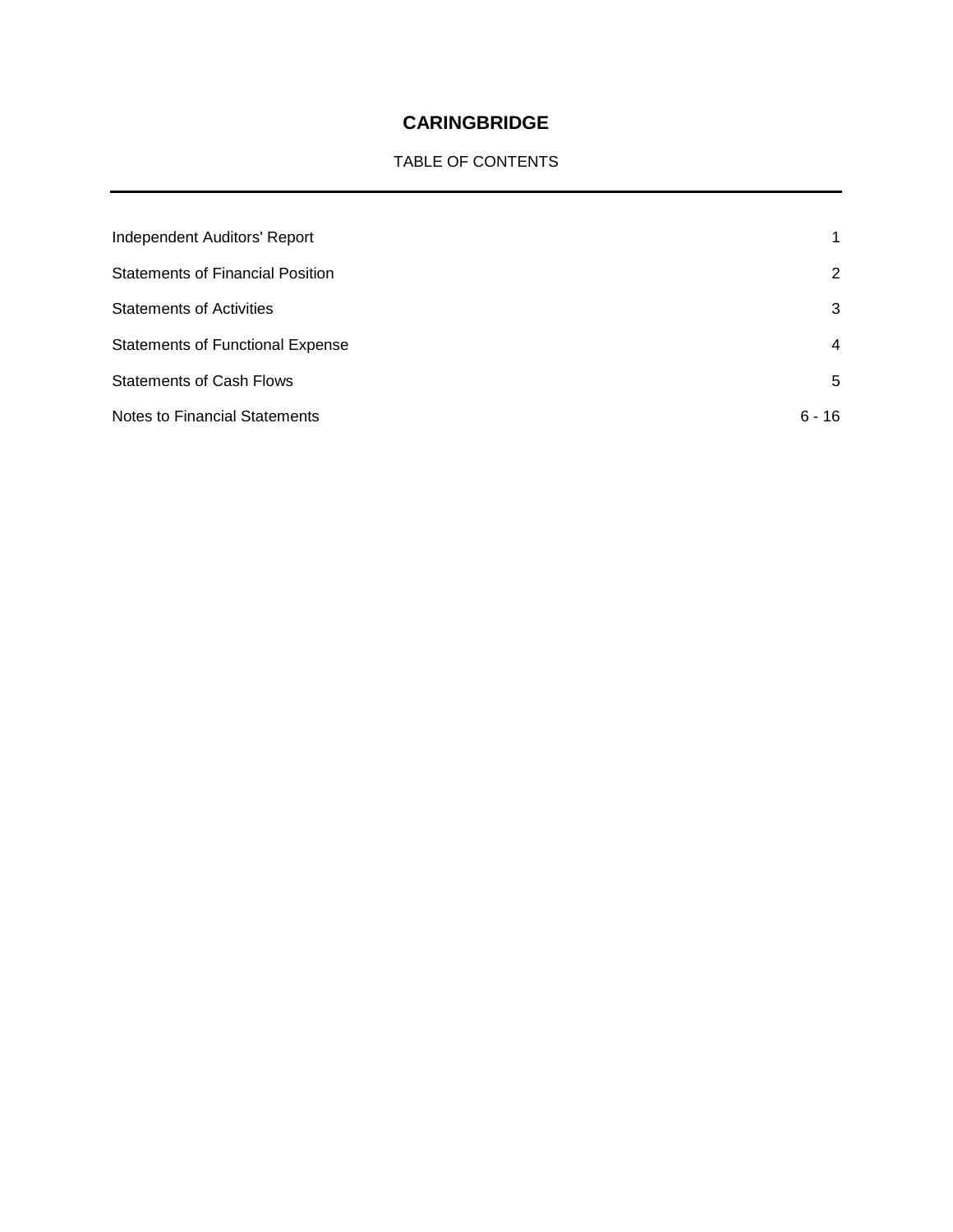# CARINGBRIDGE

TABLE OF CONTENTS

| | |
|---|---|
| Independent Auditors' Report | 1 |
| Statements of Financial Position | 2 |
| Statements of Activities | 3 |
| Statements of Functional Expense | 4 |
| Statements of Cash Flows | 5 |
| Notes to Financial Statements | 6 - 16 |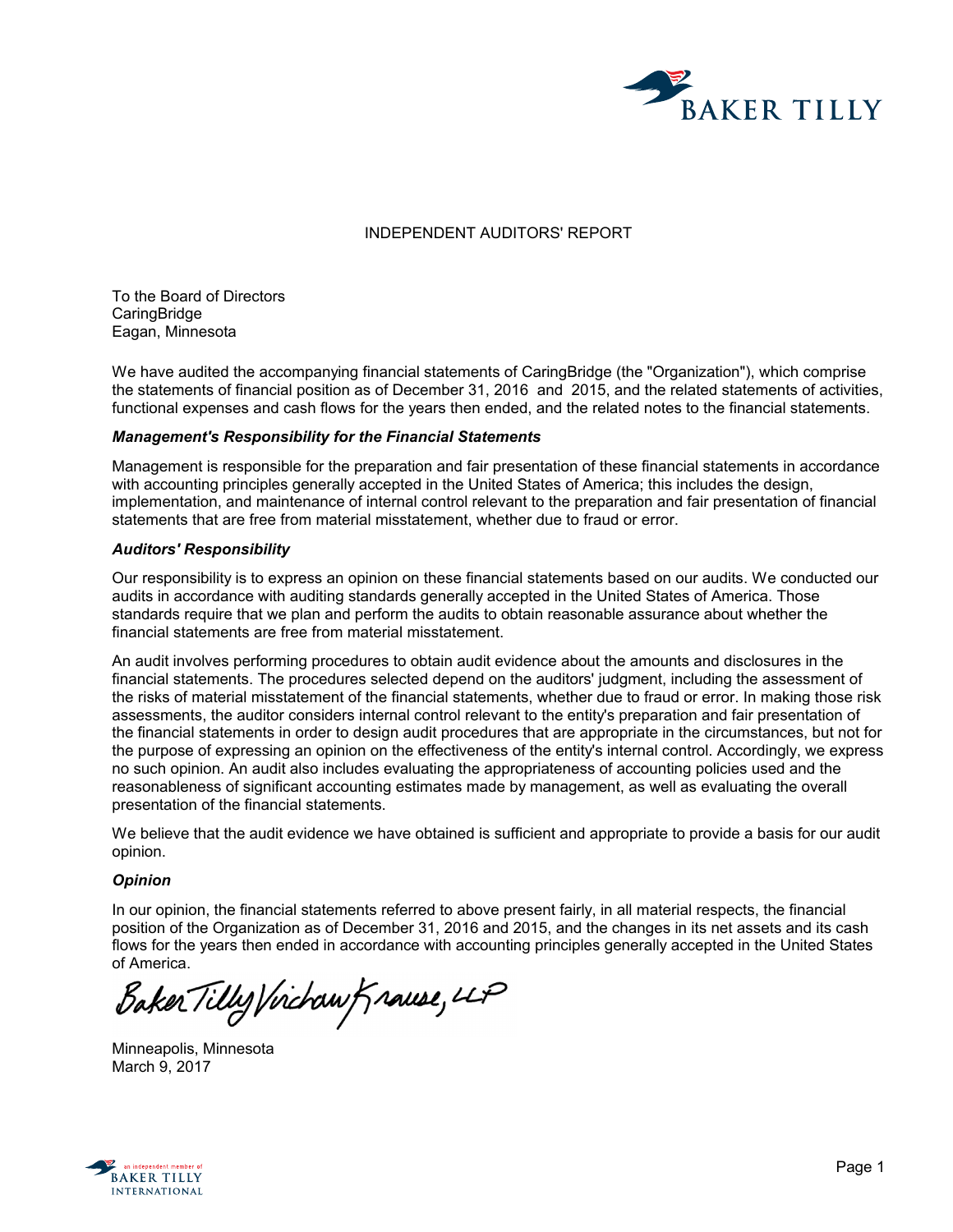BAKER TILLY

# INDEPENDENT AUDITORS' REPORT

To the Board of Directors
CaringBridge
Eagan, Minnesota

We have audited the accompanying financial statements of CaringBridge (the "Organization"), which comprise the statements of financial position as of December 31, 2016 and 2015, and the related statements of activities, functional expenses and cash flows for the years then ended, and the related notes to the financial statements.

***Management's Responsibility for the Financial Statements***

Management is responsible for the preparation and fair presentation of these financial statements in accordance with accounting principles generally accepted in the United States of America; this includes the design, implementation, and maintenance of internal control relevant to the preparation and fair presentation of financial statements that are free from material misstatement, whether due to fraud or error.

***Auditors' Responsibility***

Our responsibility is to express an opinion on these financial statements based on our audits. We conducted our audits in accordance with auditing standards generally accepted in the United States of America. Those standards require that we plan and perform the audits to obtain reasonable assurance about whether the financial statements are free from material misstatement.

An audit involves performing procedures to obtain audit evidence about the amounts and disclosures in the financial statements. The procedures selected depend on the auditors' judgment, including the assessment of the risks of material misstatement of the financial statements, whether due to fraud or error. In making those risk assessments, the auditor considers internal control relevant to the entity's preparation and fair presentation of the financial statements in order to design audit procedures that are appropriate in the circumstances, but not for the purpose of expressing an opinion on the effectiveness of the entity's internal control. Accordingly, we express no such opinion. An audit also includes evaluating the appropriateness of accounting policies used and the reasonableness of significant accounting estimates made by management, as well as evaluating the overall presentation of the financial statements.

We believe that the audit evidence we have obtained is sufficient and appropriate to provide a basis for our audit opinion.

***Opinion***

In our opinion, the financial statements referred to above present fairly, in all material respects, the financial position of the Organization as of December 31, 2016 and 2015, and the changes in its net assets and its cash flows for the years then ended in accordance with accounting principles generally accepted in the United States of America.

Baker Tilly Virchow Krause, LLP

Minneapolis, Minnesota
March 9, 2017

an independent member of BAKER TILLY INTERNATIONAL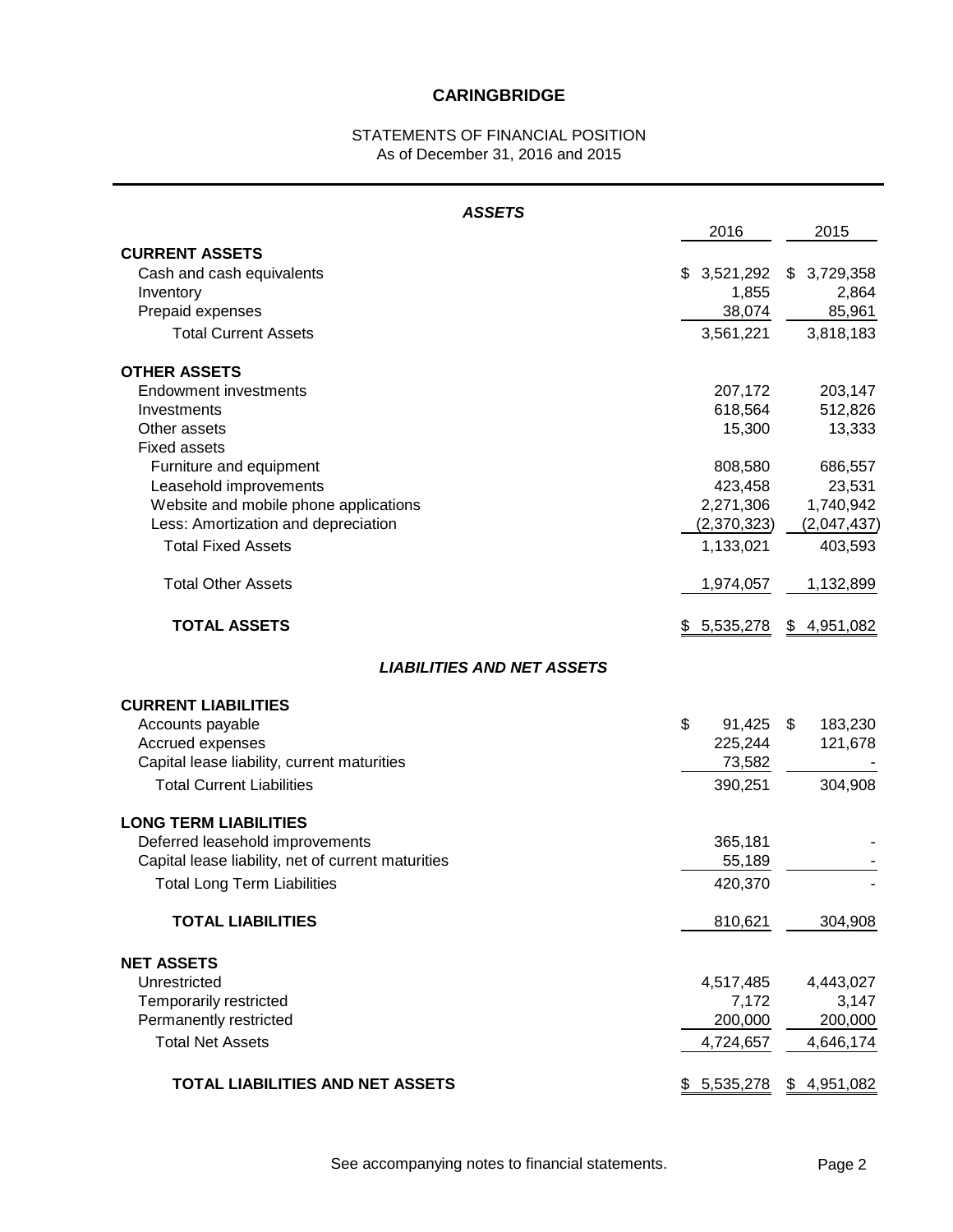# CARINGBRIDGE

STATEMENTS OF FINANCIAL POSITION
As of December 31, 2016 and 2015

***ASSETS***

| | 2016 | 2015 |
|---|---|---|
| **CURRENT ASSETS** | | |
| Cash and cash equivalents | $ 3,521,292 | $ 3,729,358 |
| Inventory | 1,855 | 2,864 |
| Prepaid expenses | 38,074 | 85,961 |
| Total Current Assets | 3,561,221 | 3,818,183 |
| **OTHER ASSETS** | | |
| Endowment investments | 207,172 | 203,147 |
| Investments | 618,564 | 512,826 |
| Other assets | 15,300 | 13,333 |
| Fixed assets | | |
| Furniture and equipment | 808,580 | 686,557 |
| Leasehold improvements | 423,458 | 23,531 |
| Website and mobile phone applications | 2,271,306 | 1,740,942 |
| Less: Amortization and depreciation | (2,370,323) | (2,047,437) |
| Total Fixed Assets | 1,133,021 | 403,593 |
| Total Other Assets | 1,974,057 | 1,132,899 |
| **TOTAL ASSETS** | $ 5,535,278 | $ 4,951,082 |

***LIABILITIES AND NET ASSETS***

| | 2016 | 2015 |
|---|---|---|
| **CURRENT LIABILITIES** | | |
| Accounts payable | $ 91,425 | $ 183,230 |
| Accrued expenses | 225,244 | 121,678 |
| Capital lease liability, current maturities | 73,582 | - |
| Total Current Liabilities | 390,251 | 304,908 |
| **LONG TERM LIABILITIES** | | |
| Deferred leasehold improvements | 365,181 | - |
| Capital lease liability, net of current maturities | 55,189 | - |
| Total Long Term Liabilities | 420,370 | - |
| **TOTAL LIABILITIES** | 810,621 | 304,908 |
| **NET ASSETS** | | |
| Unrestricted | 4,517,485 | 4,443,027 |
| Temporarily restricted | 7,172 | 3,147 |
| Permanently restricted | 200,000 | 200,000 |
| Total Net Assets | 4,724,657 | 4,646,174 |
| **TOTAL LIABILITIES AND NET ASSETS** | $ 5,535,278 | $ 4,951,082 |

See accompanying notes to financial statements.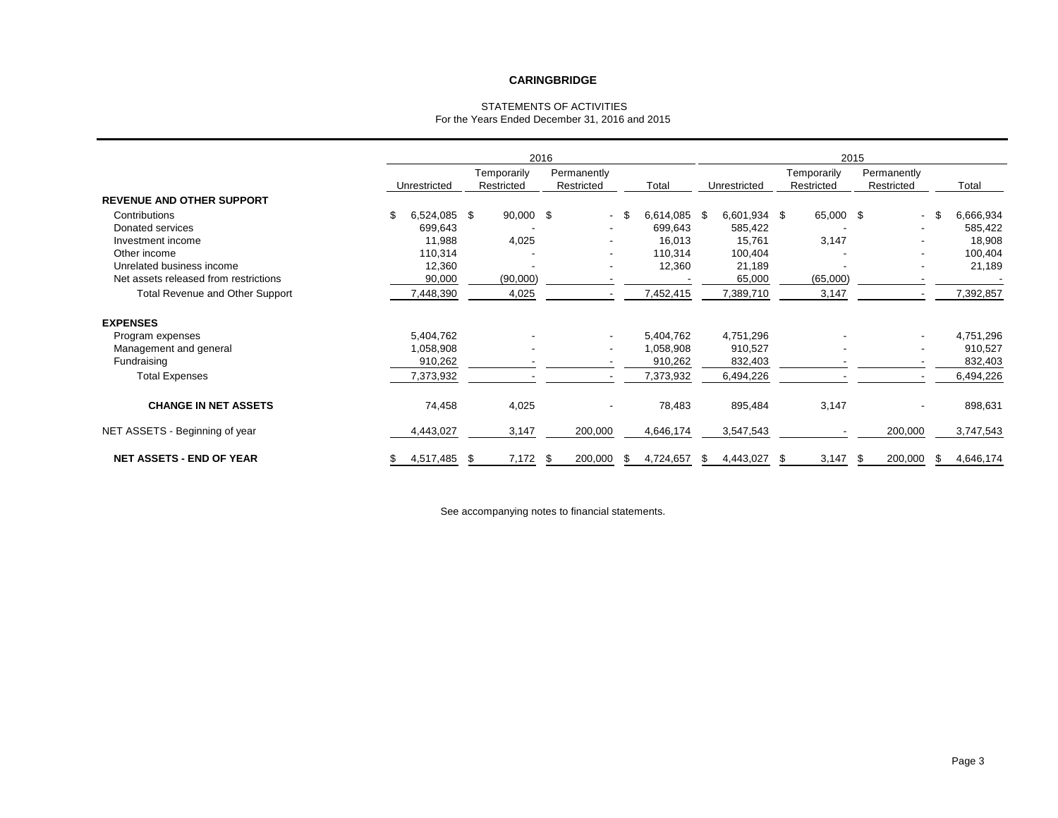**CARINGBRIDGE**

STATEMENTS OF ACTIVITIES
For the Years Ended December 31, 2016 and 2015

| | 2016 | | | | 2015 | | | |
|---|---|---|---|---|---|---|---|---|
| | Unrestricted | Temporarily Restricted | Permanently Restricted | Total | Unrestricted | Temporarily Restricted | Permanently Restricted | Total |
| **REVENUE AND OTHER SUPPORT** | | | | | | | | |
| Contributions | $ 6,524,085 | $ 90,000 | $ - | $ 6,614,085 | $ 6,601,934 | $ 65,000 | $ - | $ 6,666,934 |
| Donated services | 699,643 | - | - | 699,643 | 585,422 | - | - | 585,422 |
| Investment income | 11,988 | 4,025 | - | 16,013 | 15,761 | 3,147 | - | 18,908 |
| Other income | 110,314 | - | - | 110,314 | 100,404 | - | - | 100,404 |
| Unrelated business income | 12,360 | - | - | 12,360 | 21,189 | - | - | 21,189 |
| Net assets released from restrictions | 90,000 | (90,000) | - | - | 65,000 | (65,000) | - | - |
| Total Revenue and Other Support | 7,448,390 | 4,025 | - | 7,452,415 | 7,389,710 | 3,147 | - | 7,392,857 |
| **EXPENSES** | | | | | | | | |
| Program expenses | 5,404,762 | - | - | 5,404,762 | 4,751,296 | - | - | 4,751,296 |
| Management and general | 1,058,908 | - | - | 1,058,908 | 910,527 | - | - | 910,527 |
| Fundraising | 910,262 | - | - | 910,262 | 832,403 | - | - | 832,403 |
| Total Expenses | 7,373,932 | - | - | 7,373,932 | 6,494,226 | - | - | 6,494,226 |
| **CHANGE IN NET ASSETS** | 74,458 | 4,025 | - | 78,483 | 895,484 | 3,147 | - | 898,631 |
| NET ASSETS - Beginning of year | 4,443,027 | 3,147 | 200,000 | 4,646,174 | 3,547,543 | - | 200,000 | 3,747,543 |
| **NET ASSETS - END OF YEAR** | $ 4,517,485 | $ 7,172 | $ 200,000 | $ 4,724,657 | $ 4,443,027 | $ 3,147 | $ 200,000 | $ 4,646,174 |

See accompanying notes to financial statements.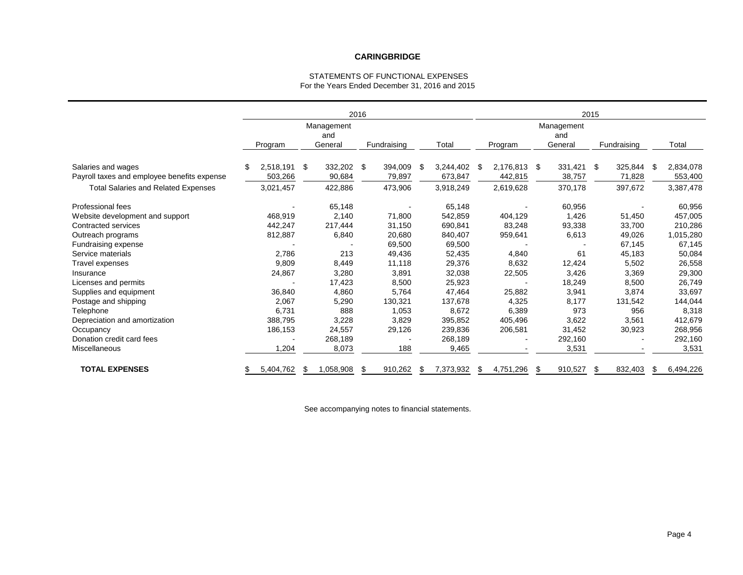# CARINGBRIDGE

STATEMENTS OF FUNCTIONAL EXPENSES
For the Years Ended December 31, 2016 and 2015

| | 2016 | | | | 2015 | | | |
|---|---|---|---|---|---|---|---|---|
| | Program | Management and General | Fundraising | Total | Program | Management and General | Fundraising | Total |
| Salaries and wages | $ 2,518,191 | $ 332,202 | $ 394,009 | $ 3,244,402 | $ 2,176,813 | $ 331,421 | $ 325,844 | $ 2,834,078 |
| Payroll taxes and employee benefits expense | 503,266 | 90,684 | 79,897 | 673,847 | 442,815 | 38,757 | 71,828 | 553,400 |
| Total Salaries and Related Expenses | 3,021,457 | 422,886 | 473,906 | 3,918,249 | 2,619,628 | 370,178 | 397,672 | 3,387,478 |
| Professional fees | - | 65,148 | - | 65,148 | - | 60,956 | - | 60,956 |
| Website development and support | 468,919 | 2,140 | 71,800 | 542,859 | 404,129 | 1,426 | 51,450 | 457,005 |
| Contracted services | 442,247 | 217,444 | 31,150 | 690,841 | 83,248 | 93,338 | 33,700 | 210,286 |
| Outreach programs | 812,887 | 6,840 | 20,680 | 840,407 | 959,641 | 6,613 | 49,026 | 1,015,280 |
| Fundraising expense | - | - | 69,500 | 69,500 | - | - | 67,145 | 67,145 |
| Service materials | 2,786 | 213 | 49,436 | 52,435 | 4,840 | 61 | 45,183 | 50,084 |
| Travel expenses | 9,809 | 8,449 | 11,118 | 29,376 | 8,632 | 12,424 | 5,502 | 26,558 |
| Insurance | 24,867 | 3,280 | 3,891 | 32,038 | 22,505 | 3,426 | 3,369 | 29,300 |
| Licenses and permits | - | 17,423 | 8,500 | 25,923 | - | 18,249 | 8,500 | 26,749 |
| Supplies and equipment | 36,840 | 4,860 | 5,764 | 47,464 | 25,882 | 3,941 | 3,874 | 33,697 |
| Postage and shipping | 2,067 | 5,290 | 130,321 | 137,678 | 4,325 | 8,177 | 131,542 | 144,044 |
| Telephone | 6,731 | 888 | 1,053 | 8,672 | 6,389 | 973 | 956 | 8,318 |
| Depreciation and amortization | 388,795 | 3,228 | 3,829 | 395,852 | 405,496 | 3,622 | 3,561 | 412,679 |
| Occupancy | 186,153 | 24,557 | 29,126 | 239,836 | 206,581 | 31,452 | 30,923 | 268,956 |
| Donation credit card fees | - | 268,189 | - | 268,189 | - | 292,160 | - | 292,160 |
| Miscellaneous | 1,204 | 8,073 | 188 | 9,465 | - | 3,531 | - | 3,531 |
| **TOTAL EXPENSES** | $ 5,404,762 | $ 1,058,908 | $ 910,262 | $ 7,373,932 | $ 4,751,296 | $ 910,527 | $ 832,403 | $ 6,494,226 |

See accompanying notes to financial statements.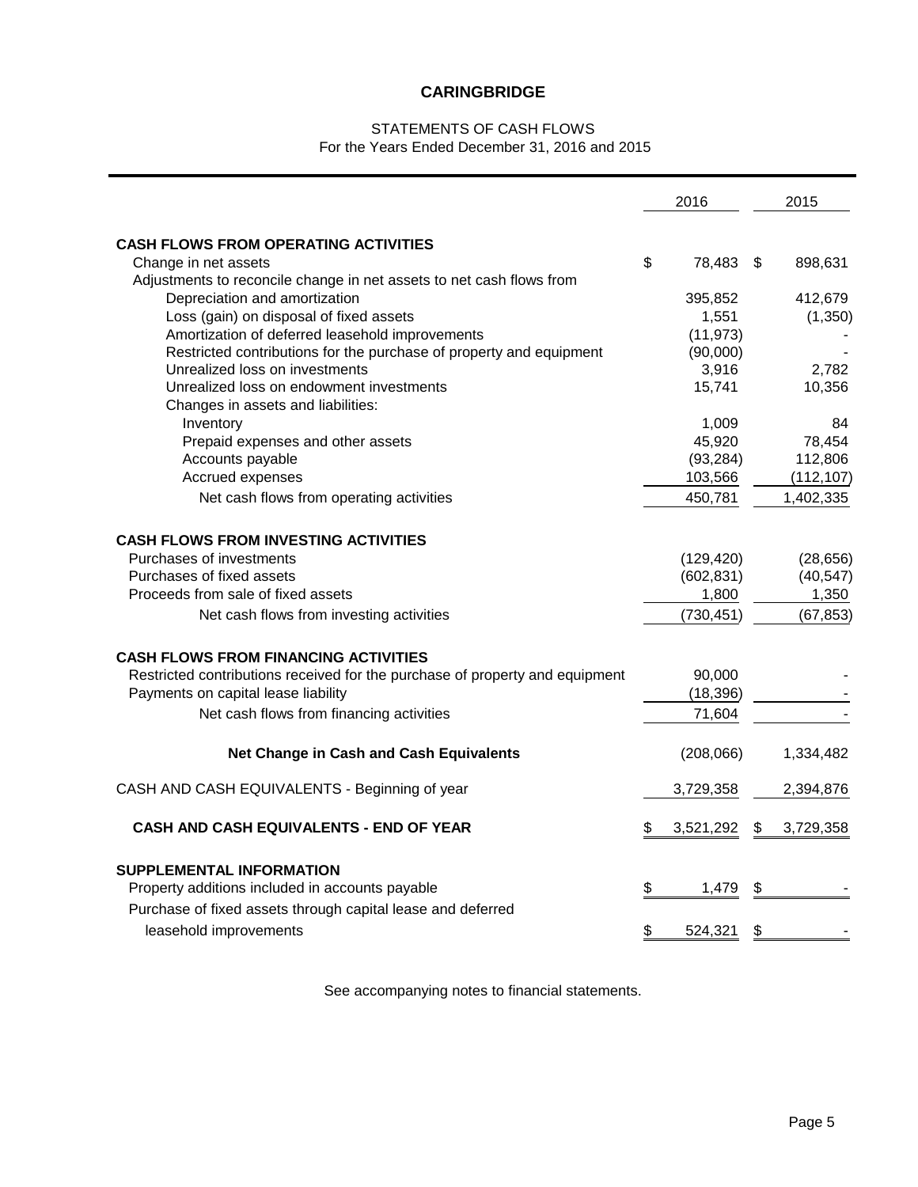# CARINGBRIDGE

## STATEMENTS OF CASH FLOWS
For the Years Ended December 31, 2016 and 2015

| | 2016 | 2015 |
|---|---|---|
| **CASH FLOWS FROM OPERATING ACTIVITIES** | | |
| Change in net assets | $ 78,483 | $ 898,631 |
| Adjustments to reconcile change in net assets to net cash flows from | | |
| Depreciation and amortization | 395,852 | 412,679 |
| Loss (gain) on disposal of fixed assets | 1,551 | (1,350) |
| Amortization of deferred leasehold improvements | (11,973) | - |
| Restricted contributions for the purchase of property and equipment | (90,000) | - |
| Unrealized loss on investments | 3,916 | 2,782 |
| Unrealized loss on endowment investments | 15,741 | 10,356 |
| Changes in assets and liabilities: | | |
| Inventory | 1,009 | 84 |
| Prepaid expenses and other assets | 45,920 | 78,454 |
| Accounts payable | (93,284) | 112,806 |
| Accrued expenses | 103,566 | (112,107) |
| Net cash flows from operating activities | 450,781 | 1,402,335 |
| **CASH FLOWS FROM INVESTING ACTIVITIES** | | |
| Purchases of investments | (129,420) | (28,656) |
| Purchases of fixed assets | (602,831) | (40,547) |
| Proceeds from sale of fixed assets | 1,800 | 1,350 |
| Net cash flows from investing activities | (730,451) | (67,853) |
| **CASH FLOWS FROM FINANCING ACTIVITIES** | | |
| Restricted contributions received for the purchase of property and equipment | 90,000 | - |
| Payments on capital lease liability | (18,396) | - |
| Net cash flows from financing activities | 71,604 | - |
| **Net Change in Cash and Cash Equivalents** | (208,066) | 1,334,482 |
| CASH AND CASH EQUIVALENTS - Beginning of year | 3,729,358 | 2,394,876 |
| **CASH AND CASH EQUIVALENTS - END OF YEAR** | $ 3,521,292 | $ 3,729,358 |
| **SUPPLEMENTAL INFORMATION** | | |
| Property additions included in accounts payable | $ 1,479 | $ - |
| Purchase of fixed assets through capital lease and deferred leasehold improvements | $ 524,321 | $ - |

See accompanying notes to financial statements.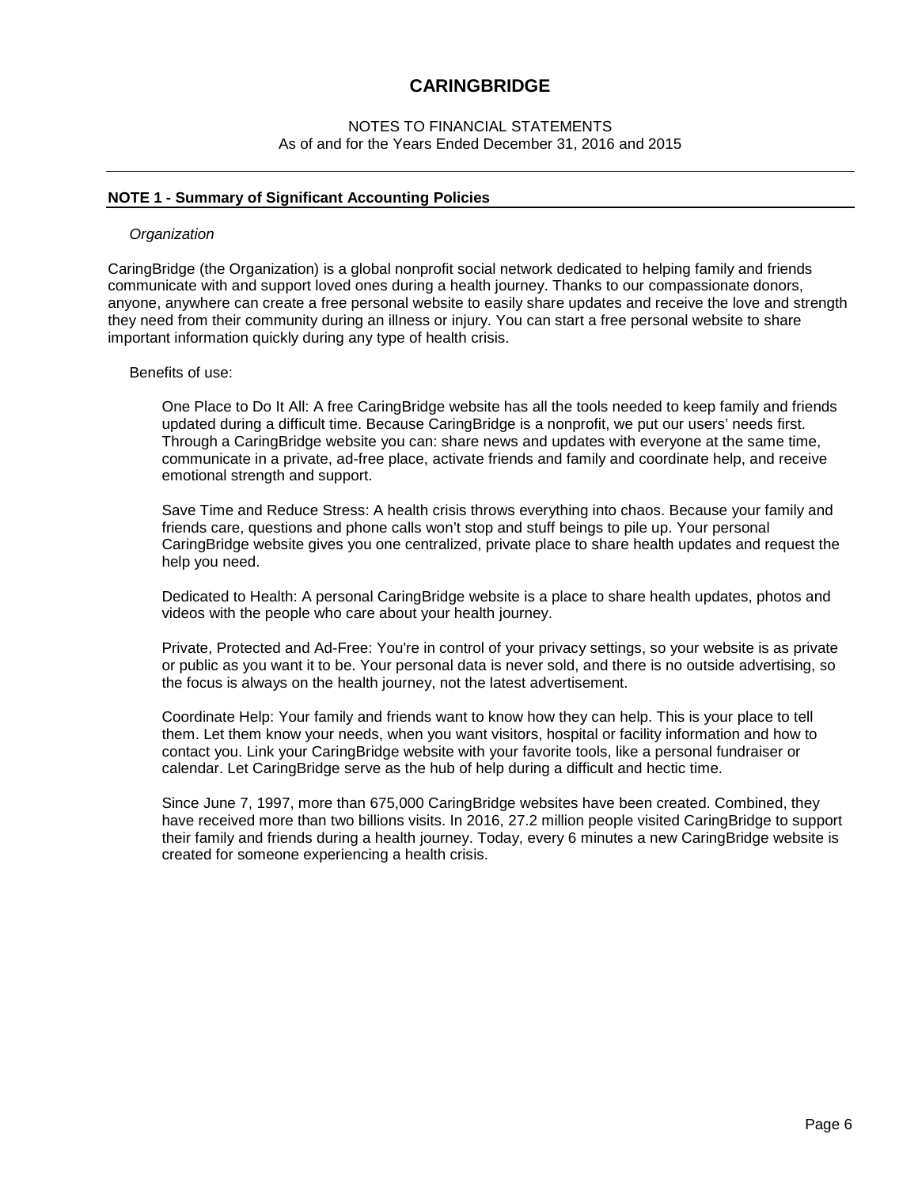# CARINGBRIDGE

NOTES TO FINANCIAL STATEMENTS
As of and for the Years Ended December 31, 2016 and 2015

## NOTE 1 - Summary of Significant Accounting Policies

*Organization*

CaringBridge (the Organization) is a global nonprofit social network dedicated to helping family and friends communicate with and support loved ones during a health journey. Thanks to our compassionate donors, anyone, anywhere can create a free personal website to easily share updates and receive the love and strength they need from their community during an illness or injury. You can start a free personal website to share important information quickly during any type of health crisis.

Benefits of use:

One Place to Do It All: A free CaringBridge website has all the tools needed to keep family and friends updated during a difficult time. Because CaringBridge is a nonprofit, we put our users' needs first. Through a CaringBridge website you can: share news and updates with everyone at the same time, communicate in a private, ad-free place, activate friends and family and coordinate help, and receive emotional strength and support.

Save Time and Reduce Stress: A health crisis throws everything into chaos. Because your family and friends care, questions and phone calls won't stop and stuff beings to pile up. Your personal CaringBridge website gives you one centralized, private place to share health updates and request the help you need.

Dedicated to Health: A personal CaringBridge website is a place to share health updates, photos and videos with the people who care about your health journey.

Private, Protected and Ad-Free: You're in control of your privacy settings, so your website is as private or public as you want it to be. Your personal data is never sold, and there is no outside advertising, so the focus is always on the health journey, not the latest advertisement.

Coordinate Help: Your family and friends want to know how they can help. This is your place to tell them. Let them know your needs, when you want visitors, hospital or facility information and how to contact you. Link your CaringBridge website with your favorite tools, like a personal fundraiser or calendar. Let CaringBridge serve as the hub of help during a difficult and hectic time.

Since June 7, 1997, more than 675,000 CaringBridge websites have been created. Combined, they have received more than two billions visits. In 2016, 27.2 million people visited CaringBridge to support their family and friends during a health journey. Today, every 6 minutes a new CaringBridge website is created for someone experiencing a health crisis.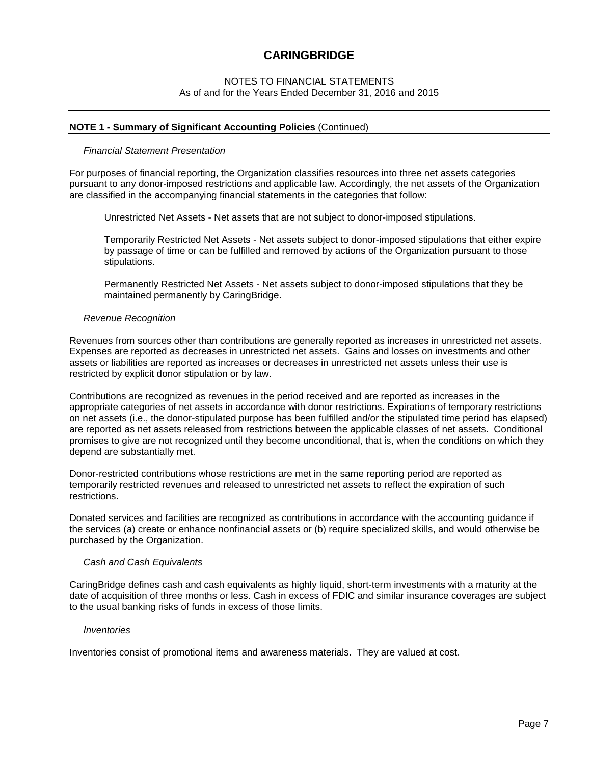# CARINGBRIDGE

NOTES TO FINANCIAL STATEMENTS
As of and for the Years Ended December 31, 2016 and 2015

## NOTE 1 - Summary of Significant Accounting Policies (Continued)

*Financial Statement Presentation*

For purposes of financial reporting, the Organization classifies resources into three net assets categories pursuant to any donor-imposed restrictions and applicable law. Accordingly, the net assets of the Organization are classified in the accompanying financial statements in the categories that follow:

Unrestricted Net Assets - Net assets that are not subject to donor-imposed stipulations.

Temporarily Restricted Net Assets - Net assets subject to donor-imposed stipulations that either expire by passage of time or can be fulfilled and removed by actions of the Organization pursuant to those stipulations.

Permanently Restricted Net Assets - Net assets subject to donor-imposed stipulations that they be maintained permanently by CaringBridge.

*Revenue Recognition*

Revenues from sources other than contributions are generally reported as increases in unrestricted net assets. Expenses are reported as decreases in unrestricted net assets. Gains and losses on investments and other assets or liabilities are reported as increases or decreases in unrestricted net assets unless their use is restricted by explicit donor stipulation or by law.

Contributions are recognized as revenues in the period received and are reported as increases in the appropriate categories of net assets in accordance with donor restrictions. Expirations of temporary restrictions on net assets (i.e., the donor-stipulated purpose has been fulfilled and/or the stipulated time period has elapsed) are reported as net assets released from restrictions between the applicable classes of net assets. Conditional promises to give are not recognized until they become unconditional, that is, when the conditions on which they depend are substantially met.

Donor-restricted contributions whose restrictions are met in the same reporting period are reported as temporarily restricted revenues and released to unrestricted net assets to reflect the expiration of such restrictions.

Donated services and facilities are recognized as contributions in accordance with the accounting guidance if the services (a) create or enhance nonfinancial assets or (b) require specialized skills, and would otherwise be purchased by the Organization.

*Cash and Cash Equivalents*

CaringBridge defines cash and cash equivalents as highly liquid, short-term investments with a maturity at the date of acquisition of three months or less. Cash in excess of FDIC and similar insurance coverages are subject to the usual banking risks of funds in excess of those limits.

*Inventories*

Inventories consist of promotional items and awareness materials. They are valued at cost.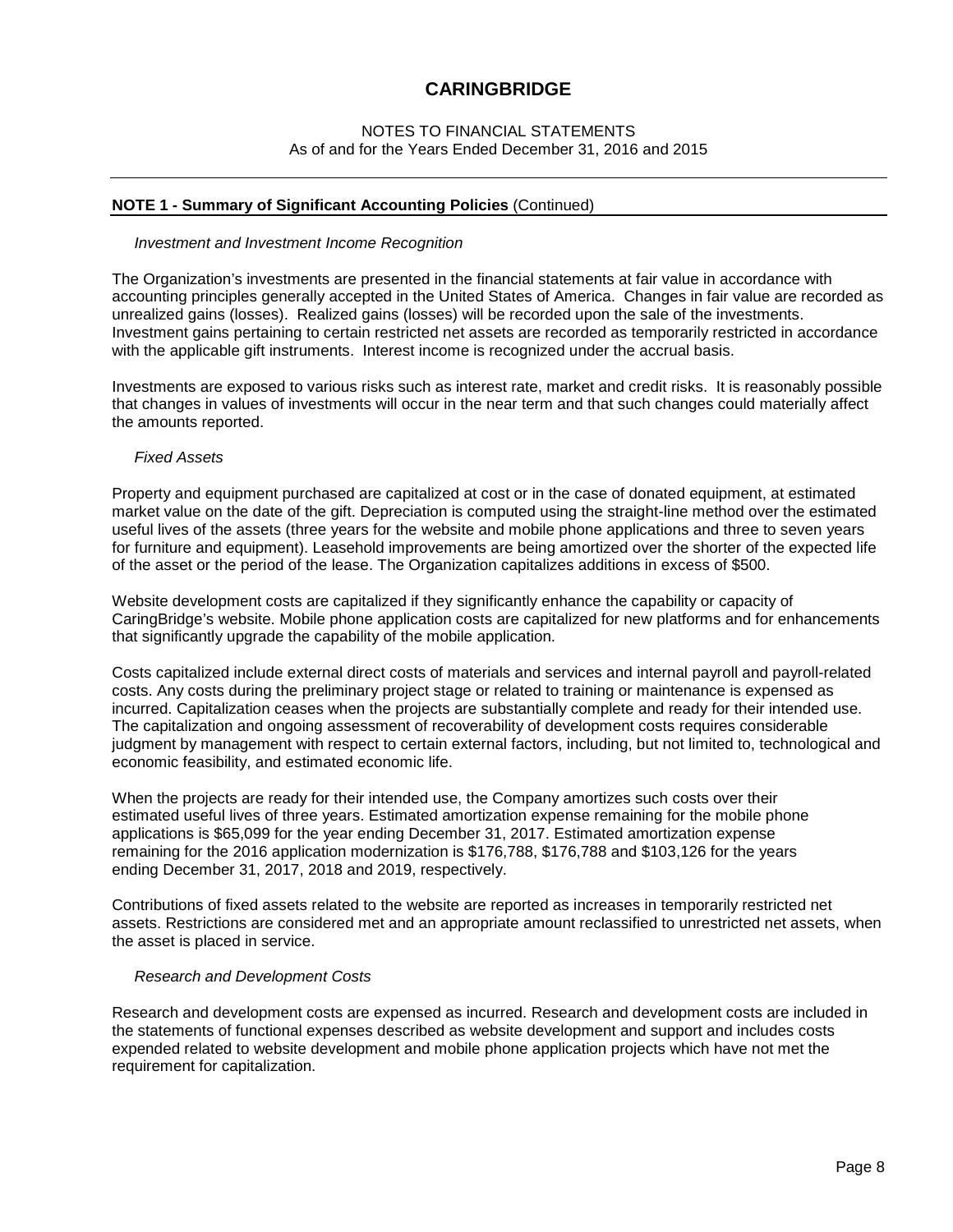# CARINGBRIDGE

NOTES TO FINANCIAL STATEMENTS
As of and for the Years Ended December 31, 2016 and 2015

## NOTE 1 - Summary of Significant Accounting Policies (Continued)

*Investment and Investment Income Recognition*

The Organization's investments are presented in the financial statements at fair value in accordance with accounting principles generally accepted in the United States of America. Changes in fair value are recorded as unrealized gains (losses). Realized gains (losses) will be recorded upon the sale of the investments. Investment gains pertaining to certain restricted net assets are recorded as temporarily restricted in accordance with the applicable gift instruments. Interest income is recognized under the accrual basis.

Investments are exposed to various risks such as interest rate, market and credit risks. It is reasonably possible that changes in values of investments will occur in the near term and that such changes could materially affect the amounts reported.

*Fixed Assets*

Property and equipment purchased are capitalized at cost or in the case of donated equipment, at estimated market value on the date of the gift. Depreciation is computed using the straight-line method over the estimated useful lives of the assets (three years for the website and mobile phone applications and three to seven years for furniture and equipment). Leasehold improvements are being amortized over the shorter of the expected life of the asset or the period of the lease. The Organization capitalizes additions in excess of $500.

Website development costs are capitalized if they significantly enhance the capability or capacity of CaringBridge's website. Mobile phone application costs are capitalized for new platforms and for enhancements that significantly upgrade the capability of the mobile application.

Costs capitalized include external direct costs of materials and services and internal payroll and payroll-related costs. Any costs during the preliminary project stage or related to training or maintenance is expensed as incurred. Capitalization ceases when the projects are substantially complete and ready for their intended use. The capitalization and ongoing assessment of recoverability of development costs requires considerable judgment by management with respect to certain external factors, including, but not limited to, technological and economic feasibility, and estimated economic life.

When the projects are ready for their intended use, the Company amortizes such costs over their estimated useful lives of three years. Estimated amortization expense remaining for the mobile phone applications is $65,099 for the year ending December 31, 2017. Estimated amortization expense remaining for the 2016 application modernization is $176,788, $176,788 and $103,126 for the years ending December 31, 2017, 2018 and 2019, respectively.

Contributions of fixed assets related to the website are reported as increases in temporarily restricted net assets. Restrictions are considered met and an appropriate amount reclassified to unrestricted net assets, when the asset is placed in service.

*Research and Development Costs*

Research and development costs are expensed as incurred. Research and development costs are included in the statements of functional expenses described as website development and support and includes costs expended related to website development and mobile phone application projects which have not met the requirement for capitalization.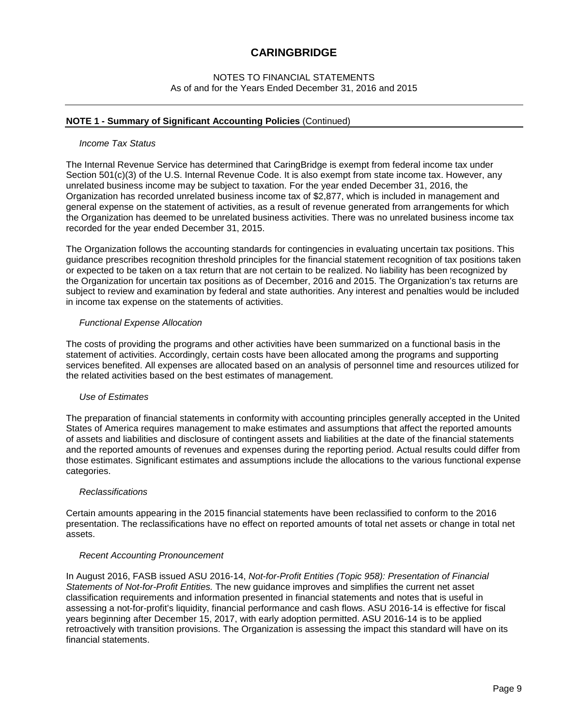# CARINGBRIDGE

NOTES TO FINANCIAL STATEMENTS
As of and for the Years Ended December 31, 2016 and 2015

**NOTE 1 - Summary of Significant Accounting Policies** (Continued)

*Income Tax Status*

The Internal Revenue Service has determined that CaringBridge is exempt from federal income tax under Section 501(c)(3) of the U.S. Internal Revenue Code. It is also exempt from state income tax. However, any unrelated business income may be subject to taxation. For the year ended December 31, 2016, the Organization has recorded unrelated business income tax of $2,877, which is included in management and general expense on the statement of activities, as a result of revenue generated from arrangements for which the Organization has deemed to be unrelated business activities. There was no unrelated business income tax recorded for the year ended December 31, 2015.

The Organization follows the accounting standards for contingencies in evaluating uncertain tax positions. This guidance prescribes recognition threshold principles for the financial statement recognition of tax positions taken or expected to be taken on a tax return that are not certain to be realized. No liability has been recognized by the Organization for uncertain tax positions as of December, 2016 and 2015. The Organization's tax returns are subject to review and examination by federal and state authorities. Any interest and penalties would be included in income tax expense on the statements of activities.

*Functional Expense Allocation*

The costs of providing the programs and other activities have been summarized on a functional basis in the statement of activities. Accordingly, certain costs have been allocated among the programs and supporting services benefited. All expenses are allocated based on an analysis of personnel time and resources utilized for the related activities based on the best estimates of management.

*Use of Estimates*

The preparation of financial statements in conformity with accounting principles generally accepted in the United States of America requires management to make estimates and assumptions that affect the reported amounts of assets and liabilities and disclosure of contingent assets and liabilities at the date of the financial statements and the reported amounts of revenues and expenses during the reporting period. Actual results could differ from those estimates. Significant estimates and assumptions include the allocations to the various functional expense categories.

*Reclassifications*

Certain amounts appearing in the 2015 financial statements have been reclassified to conform to the 2016 presentation. The reclassifications have no effect on reported amounts of total net assets or change in total net assets.

*Recent Accounting Pronouncement*

In August 2016, FASB issued ASU 2016-14, *Not-for-Profit Entities (Topic 958): Presentation of Financial Statements of Not-for-Profit Entities.* The new guidance improves and simplifies the current net asset classification requirements and information presented in financial statements and notes that is useful in assessing a not-for-profit's liquidity, financial performance and cash flows. ASU 2016-14 is effective for fiscal years beginning after December 15, 2017, with early adoption permitted. ASU 2016-14 is to be applied retroactively with transition provisions. The Organization is assessing the impact this standard will have on its financial statements.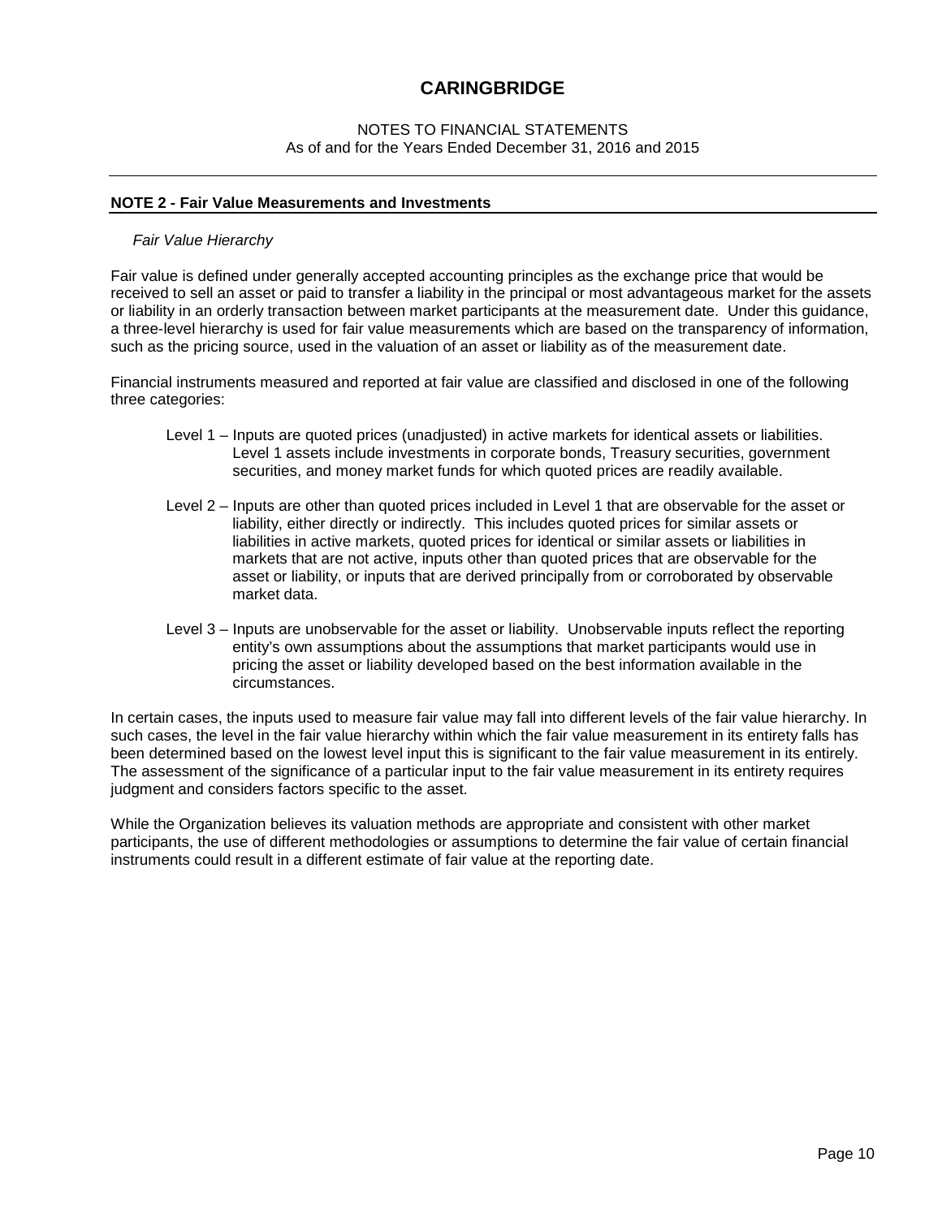## NOTE 2 - Fair Value Measurements and Investments

*Fair Value Hierarchy*

Fair value is defined under generally accepted accounting principles as the exchange price that would be received to sell an asset or paid to transfer a liability in the principal or most advantageous market for the assets or liability in an orderly transaction between market participants at the measurement date. Under this guidance, a three-level hierarchy is used for fair value measurements which are based on the transparency of information, such as the pricing source, used in the valuation of an asset or liability as of the measurement date.

Financial instruments measured and reported at fair value are classified and disclosed in one of the following three categories:

- Level 1 – Inputs are quoted prices (unadjusted) in active markets for identical assets or liabilities. Level 1 assets include investments in corporate bonds, Treasury securities, government securities, and money market funds for which quoted prices are readily available.
- Level 2 – Inputs are other than quoted prices included in Level 1 that are observable for the asset or liability, either directly or indirectly. This includes quoted prices for similar assets or liabilities in active markets, quoted prices for identical or similar assets or liabilities in markets that are not active, inputs other than quoted prices that are observable for the asset or liability, or inputs that are derived principally from or corroborated by observable market data.
- Level 3 – Inputs are unobservable for the asset or liability. Unobservable inputs reflect the reporting entity's own assumptions about the assumptions that market participants would use in pricing the asset or liability developed based on the best information available in the circumstances.

In certain cases, the inputs used to measure fair value may fall into different levels of the fair value hierarchy. In such cases, the level in the fair value hierarchy within which the fair value measurement in its entirety falls has been determined based on the lowest level input this is significant to the fair value measurement in its entirely. The assessment of the significance of a particular input to the fair value measurement in its entirety requires judgment and considers factors specific to the asset.

While the Organization believes its valuation methods are appropriate and consistent with other market participants, the use of different methodologies or assumptions to determine the fair value of certain financial instruments could result in a different estimate of fair value at the reporting date.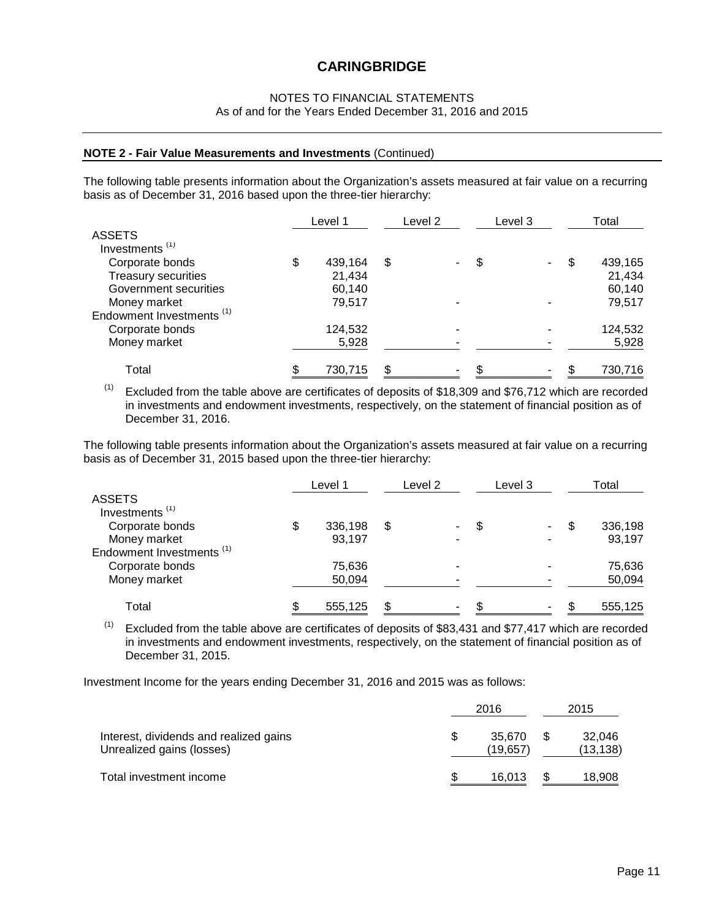# CARINGBRIDGE

NOTES TO FINANCIAL STATEMENTS
As of and for the Years Ended December 31, 2016 and 2015

**NOTE 2 - Fair Value Measurements and Investments** (Continued)

The following table presents information about the Organization's assets measured at fair value on a recurring basis as of December 31, 2016 based upon the three-tier hierarchy:

| | Level 1 | Level 2 | Level 3 | Total |
|---|---|---|---|---|
| ASSETS | | | | |
| Investments [1] | | | | |
| Corporate bonds | $ 439,164 | $ - | $ - | $ 439,165 |
| Treasury securities | 21,434 | | | 21,434 |
| Government securities | 60,140 | | | 60,140 |
| Money market | 79,517 | - | - | 79,517 |
| Endowment Investments [1] | | | | |
| Corporate bonds | 124,532 | - | - | 124,532 |
| Money market | 5,928 | - | - | 5,928 |
| Total | $ 730,715 | $ - | $ - | $ 730,716 |

[1] Excluded from the table above are certificates of deposits of $18,309 and $76,712 which are recorded in investments and endowment investments, respectively, on the statement of financial position as of December 31, 2016.

The following table presents information about the Organization's assets measured at fair value on a recurring basis as of December 31, 2015 based upon the three-tier hierarchy:

| | Level 1 | Level 2 | Level 3 | Total |
|---|---|---|---|---|
| ASSETS | | | | |
| Investments [1] | | | | |
| Corporate bonds | $ 336,198 | $ - | $ - | $ 336,198 |
| Money market | 93,197 | - | - | 93,197 |
| Endowment Investments [1] | | | | |
| Corporate bonds | 75,636 | - | - | 75,636 |
| Money market | 50,094 | - | - | 50,094 |
| Total | $ 555,125 | $ - | $ - | $ 555,125 |

[1] Excluded from the table above are certificates of deposits of $83,431 and $77,417 which are recorded in investments and endowment investments, respectively, on the statement of financial position as of December 31, 2015.

Investment Income for the years ending December 31, 2016 and 2015 was as follows:

| | 2016 | 2015 |
|---|---|---|
| Interest, dividends and realized gains | $ 35,670 | $ 32,046 |
| Unrealized gains (losses) | (19,657) | (13,138) |
| Total investment income | $ 16,013 | $ 18,908 |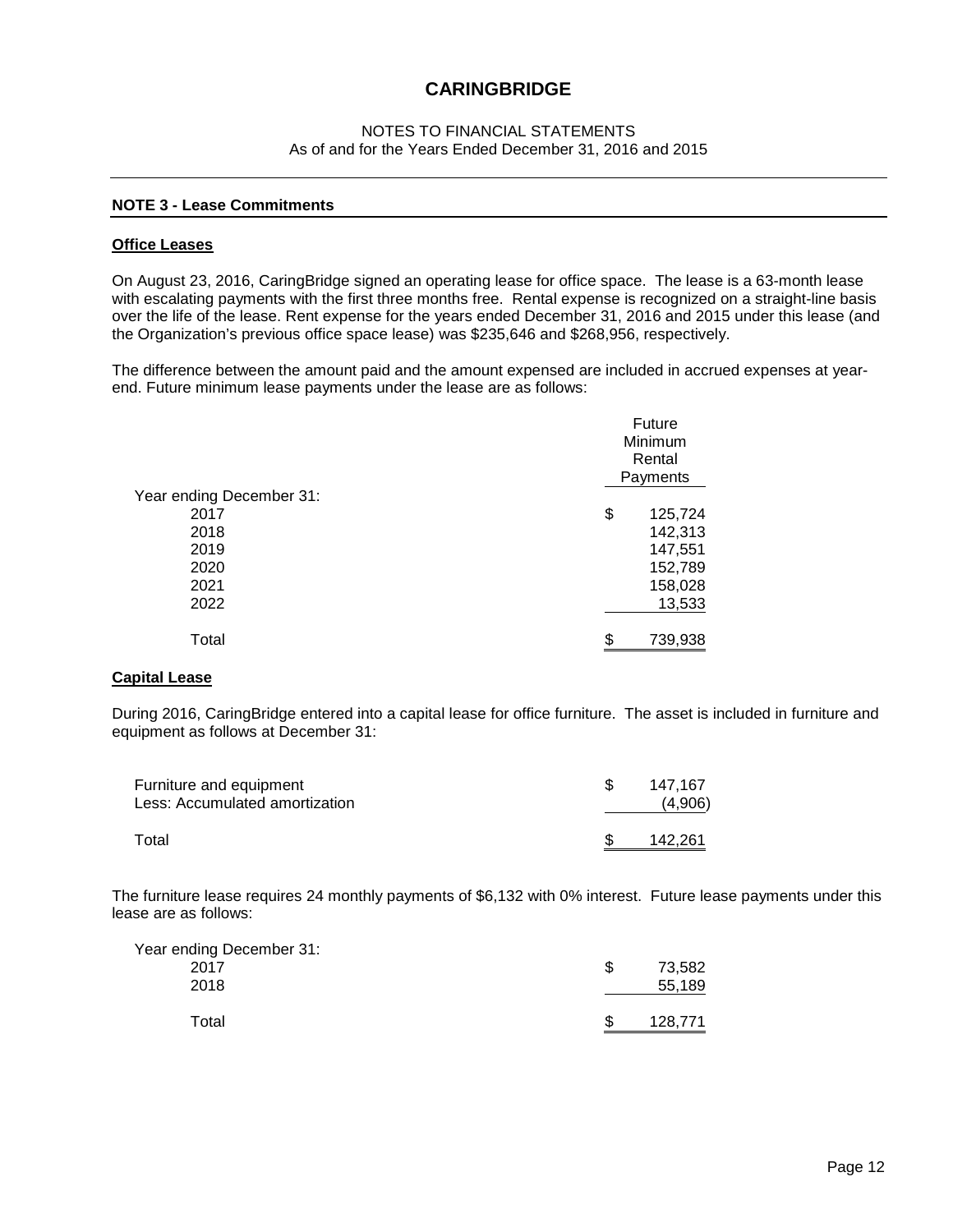# CARINGBRIDGE

NOTES TO FINANCIAL STATEMENTS
As of and for the Years Ended December 31, 2016 and 2015

## NOTE 3 - Lease Commitments

### Office Leases

On August 23, 2016, CaringBridge signed an operating lease for office space. The lease is a 63-month lease with escalating payments with the first three months free. Rental expense is recognized on a straight-line basis over the life of the lease. Rent expense for the years ended December 31, 2016 and 2015 under this lease (and the Organization's previous office space lease) was $235,646 and $268,956, respectively.

The difference between the amount paid and the amount expensed are included in accrued expenses at year-end. Future minimum lease payments under the lease are as follows:

| | Future Minimum Rental Payments |
|---|---|
| Year ending December 31: | |
| 2017 | $ 125,724 |
| 2018 | 142,313 |
| 2019 | 147,551 |
| 2020 | 152,789 |
| 2021 | 158,028 |
| 2022 | 13,533 |
| Total | $ 739,938 |

### Capital Lease

During 2016, CaringBridge entered into a capital lease for office furniture. The asset is included in furniture and equipment as follows at December 31:

| | |
|---|---|
| Furniture and equipment | $ 147,167 |
| Less: Accumulated amortization | (4,906) |
| Total | $ 142,261 |

The furniture lease requires 24 monthly payments of $6,132 with 0% interest. Future lease payments under this lease are as follows:

| | |
|---|---|
| Year ending December 31: | |
| 2017 | $ 73,582 |
| 2018 | 55,189 |
| Total | $ 128,771 |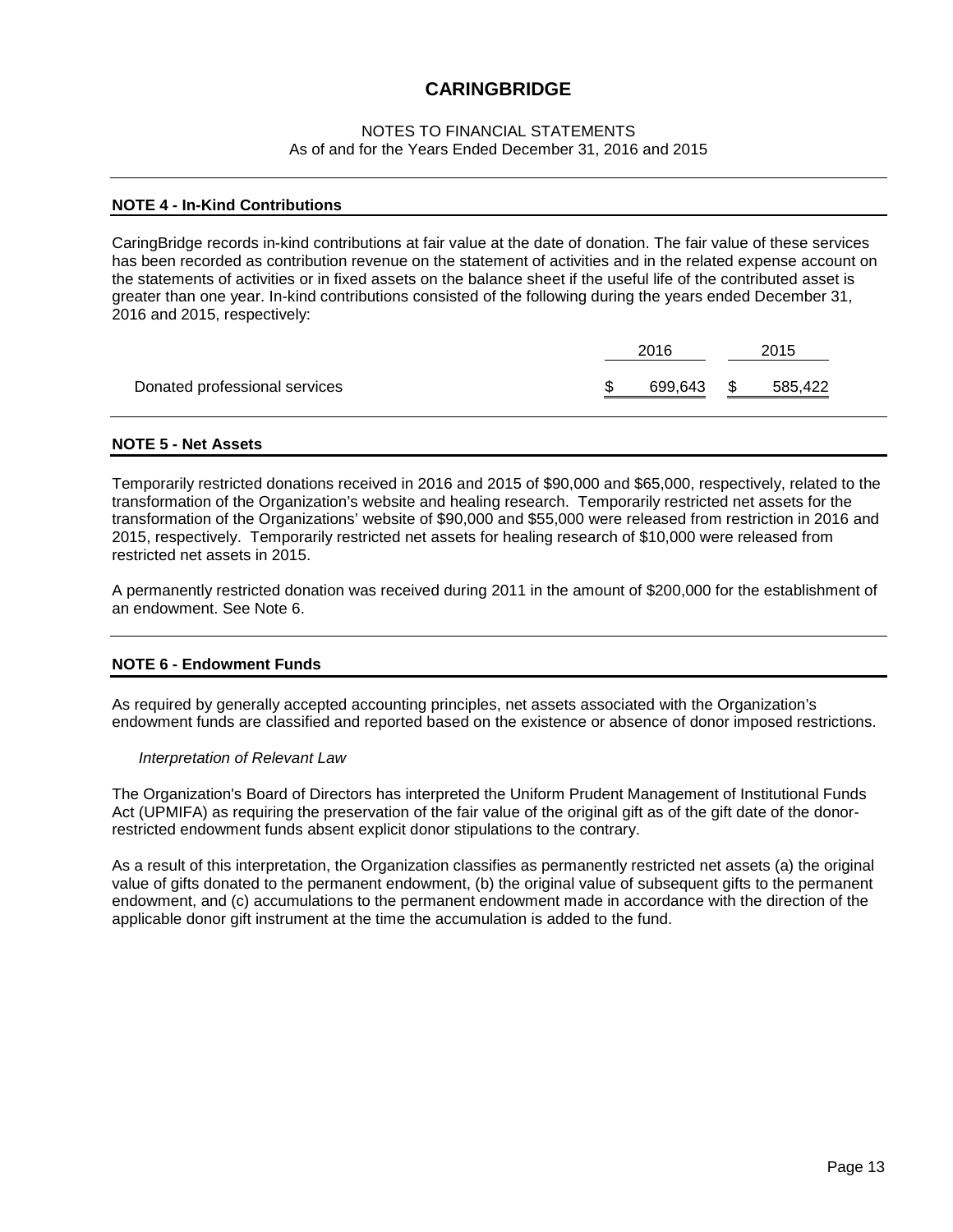# CARINGBRIDGE

NOTES TO FINANCIAL STATEMENTS
As of and for the Years Ended December 31, 2016 and 2015

## NOTE 4 - In-Kind Contributions

CaringBridge records in-kind contributions at fair value at the date of donation. The fair value of these services has been recorded as contribution revenue on the statement of activities and in the related expense account on the statements of activities or in fixed assets on the balance sheet if the useful life of the contributed asset is greater than one year. In-kind contributions consisted of the following during the years ended December 31, 2016 and 2015, respectively:

| | 2016 | 2015 |
|---|---|---|
| Donated professional services | $ 699,643 | $ 585,422 |

## NOTE 5 - Net Assets

Temporarily restricted donations received in 2016 and 2015 of $90,000 and $65,000, respectively, related to the transformation of the Organization's website and healing research. Temporarily restricted net assets for the transformation of the Organizations' website of $90,000 and $55,000 were released from restriction in 2016 and 2015, respectively. Temporarily restricted net assets for healing research of $10,000 were released from restricted net assets in 2015.

A permanently restricted donation was received during 2011 in the amount of $200,000 for the establishment of an endowment. See Note 6.

## NOTE 6 - Endowment Funds

As required by generally accepted accounting principles, net assets associated with the Organization's endowment funds are classified and reported based on the existence or absence of donor imposed restrictions.

*Interpretation of Relevant Law*

The Organization's Board of Directors has interpreted the Uniform Prudent Management of Institutional Funds Act (UPMIFA) as requiring the preservation of the fair value of the original gift as of the gift date of the donor-restricted endowment funds absent explicit donor stipulations to the contrary.

As a result of this interpretation, the Organization classifies as permanently restricted net assets (a) the original value of gifts donated to the permanent endowment, (b) the original value of subsequent gifts to the permanent endowment, and (c) accumulations to the permanent endowment made in accordance with the direction of the applicable donor gift instrument at the time the accumulation is added to the fund.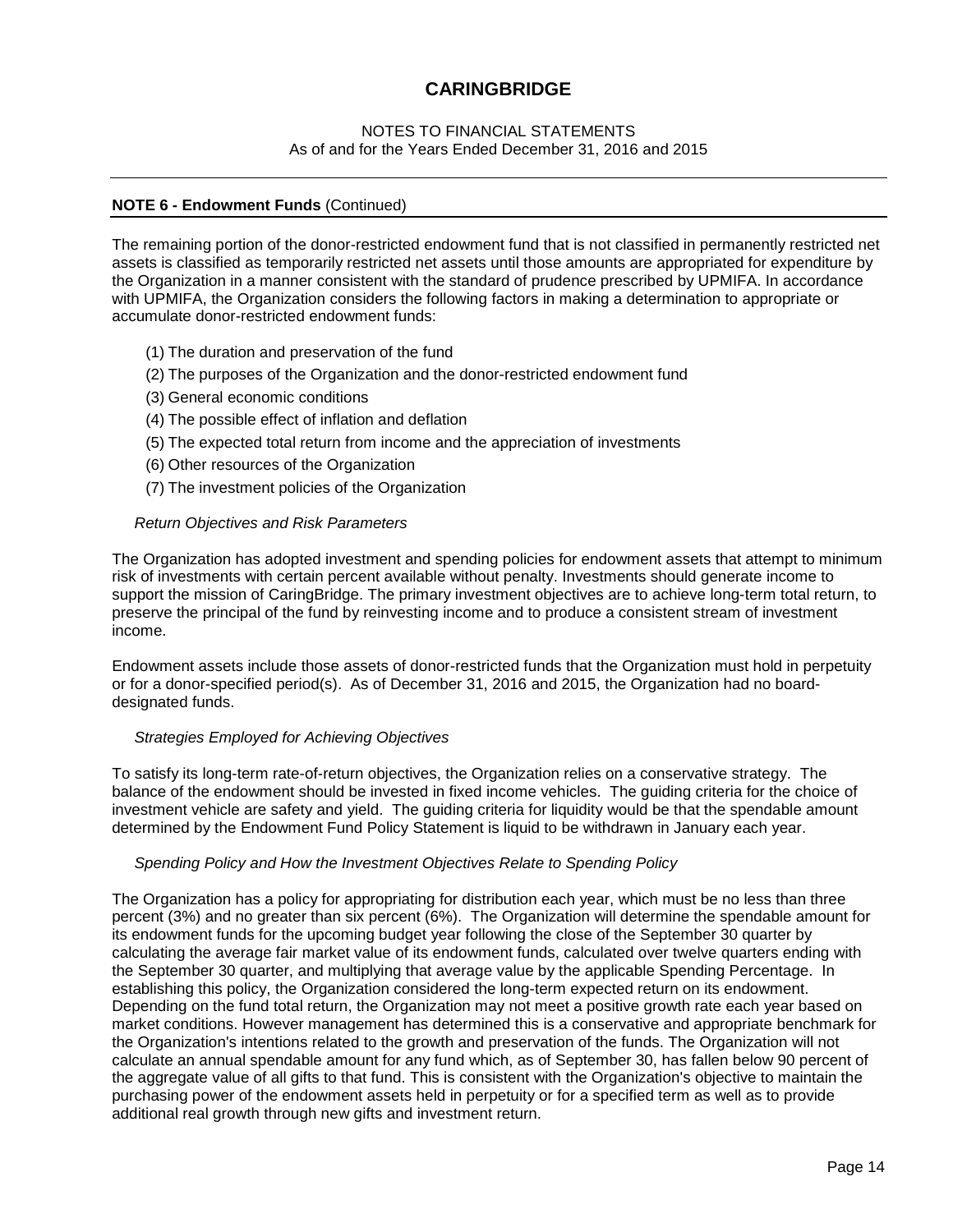# CARINGBRIDGE

NOTES TO FINANCIAL STATEMENTS
As of and for the Years Ended December 31, 2016 and 2015

## NOTE 6 - Endowment Funds (Continued)

The remaining portion of the donor-restricted endowment fund that is not classified in permanently restricted net assets is classified as temporarily restricted net assets until those amounts are appropriated for expenditure by the Organization in a manner consistent with the standard of prudence prescribed by UPMIFA. In accordance with UPMIFA, the Organization considers the following factors in making a determination to appropriate or accumulate donor-restricted endowment funds:

(1) The duration and preservation of the fund
(2) The purposes of the Organization and the donor-restricted endowment fund
(3) General economic conditions
(4) The possible effect of inflation and deflation
(5) The expected total return from income and the appreciation of investments
(6) Other resources of the Organization
(7) The investment policies of the Organization

*Return Objectives and Risk Parameters*

The Organization has adopted investment and spending policies for endowment assets that attempt to minimum risk of investments with certain percent available without penalty. Investments should generate income to support the mission of CaringBridge. The primary investment objectives are to achieve long-term total return, to preserve the principal of the fund by reinvesting income and to produce a consistent stream of investment income.

Endowment assets include those assets of donor-restricted funds that the Organization must hold in perpetuity or for a donor-specified period(s). As of December 31, 2016 and 2015, the Organization had no board-designated funds.

*Strategies Employed for Achieving Objectives*

To satisfy its long-term rate-of-return objectives, the Organization relies on a conservative strategy. The balance of the endowment should be invested in fixed income vehicles. The guiding criteria for the choice of investment vehicle are safety and yield. The guiding criteria for liquidity would be that the spendable amount determined by the Endowment Fund Policy Statement is liquid to be withdrawn in January each year.

*Spending Policy and How the Investment Objectives Relate to Spending Policy*

The Organization has a policy for appropriating for distribution each year, which must be no less than three percent (3%) and no greater than six percent (6%). The Organization will determine the spendable amount for its endowment funds for the upcoming budget year following the close of the September 30 quarter by calculating the average fair market value of its endowment funds, calculated over twelve quarters ending with the September 30 quarter, and multiplying that average value by the applicable Spending Percentage. In establishing this policy, the Organization considered the long-term expected return on its endowment. Depending on the fund total return, the Organization may not meet a positive growth rate each year based on market conditions. However management has determined this is a conservative and appropriate benchmark for the Organization's intentions related to the growth and preservation of the funds. The Organization will not calculate an annual spendable amount for any fund which, as of September 30, has fallen below 90 percent of the aggregate value of all gifts to that fund. This is consistent with the Organization's objective to maintain the purchasing power of the endowment assets held in perpetuity or for a specified term as well as to provide additional real growth through new gifts and investment return.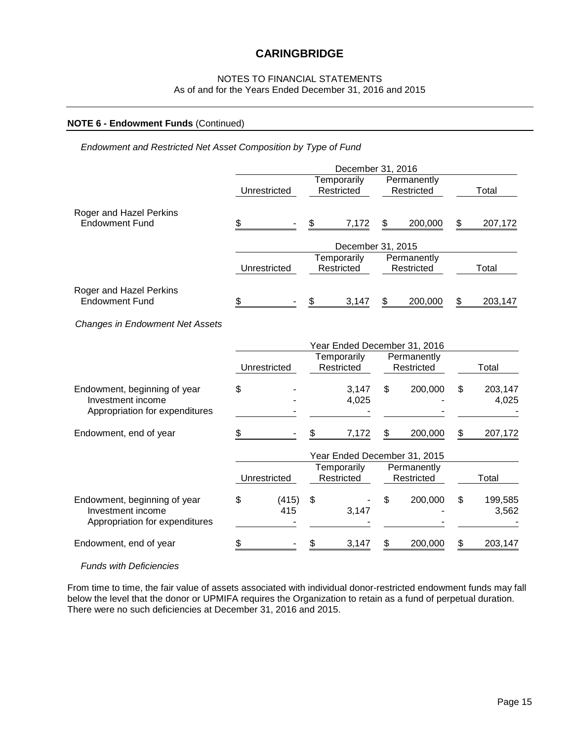# CARINGBRIDGE

NOTES TO FINANCIAL STATEMENTS
As of and for the Years Ended December 31, 2016 and 2015

**NOTE 6 - Endowment Funds** (Continued)

*Endowment and Restricted Net Asset Composition by Type of Fund*

| | December 31, 2016 | | | |
|---|---|---|---|---|
| | Unrestricted | Temporarily Restricted | Permanently Restricted | Total |
| Roger and Hazel Perkins Endowment Fund | $ - | $ 7,172 | $ 200,000 | $ 207,172 |

| | December 31, 2015 | | | |
|---|---|---|---|---|
| | Unrestricted | Temporarily Restricted | Permanently Restricted | Total |
| Roger and Hazel Perkins Endowment Fund | $ - | $ 3,147 | $ 200,000 | $ 203,147 |

*Changes in Endowment Net Assets*

| | Year Ended December 31, 2016 | | | |
|---|---|---|---|---|
| | Unrestricted | Temporarily Restricted | Permanently Restricted | Total |
| Endowment, beginning of year | $ - | 3,147 | $ 200,000 | $ 203,147 |
| Investment income | - | 4,025 | - | 4,025 |
| Appropriation for expenditures | - | - | - | - |
| Endowment, end of year | $ - | $ 7,172 | $ 200,000 | $ 207,172 |

| | Year Ended December 31, 2015 | | | |
|---|---|---|---|---|
| | Unrestricted | Temporarily Restricted | Permanently Restricted | Total |
| Endowment, beginning of year | $ (415) | $ - | $ 200,000 | $ 199,585 |
| Investment income | 415 | 3,147 | - | 3,562 |
| Appropriation for expenditures | - | - | - | - |
| Endowment, end of year | $ - | $ 3,147 | $ 200,000 | $ 203,147 |

*Funds with Deficiencies*

From time to time, the fair value of assets associated with individual donor-restricted endowment funds may fall below the level that the donor or UPMIFA requires the Organization to retain as a fund of perpetual duration. There were no such deficiencies at December 31, 2016 and 2015.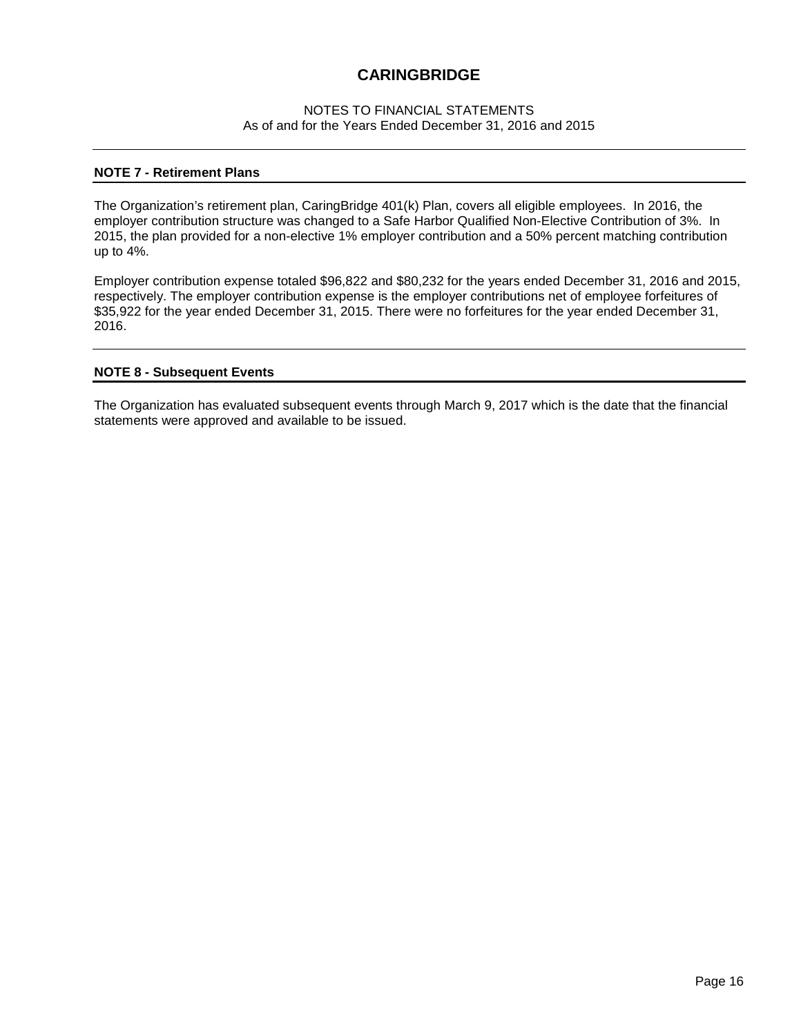## NOTE 7 - Retirement Plans

The Organization's retirement plan, CaringBridge 401(k) Plan, covers all eligible employees. In 2016, the employer contribution structure was changed to a Safe Harbor Qualified Non-Elective Contribution of 3%. In 2015, the plan provided for a non-elective 1% employer contribution and a 50% percent matching contribution up to 4%.

Employer contribution expense totaled $96,822 and $80,232 for the years ended December 31, 2016 and 2015, respectively. The employer contribution expense is the employer contributions net of employee forfeitures of $35,922 for the year ended December 31, 2015. There were no forfeitures for the year ended December 31, 2016.

## NOTE 8 - Subsequent Events

The Organization has evaluated subsequent events through March 9, 2017 which is the date that the financial statements were approved and available to be issued.